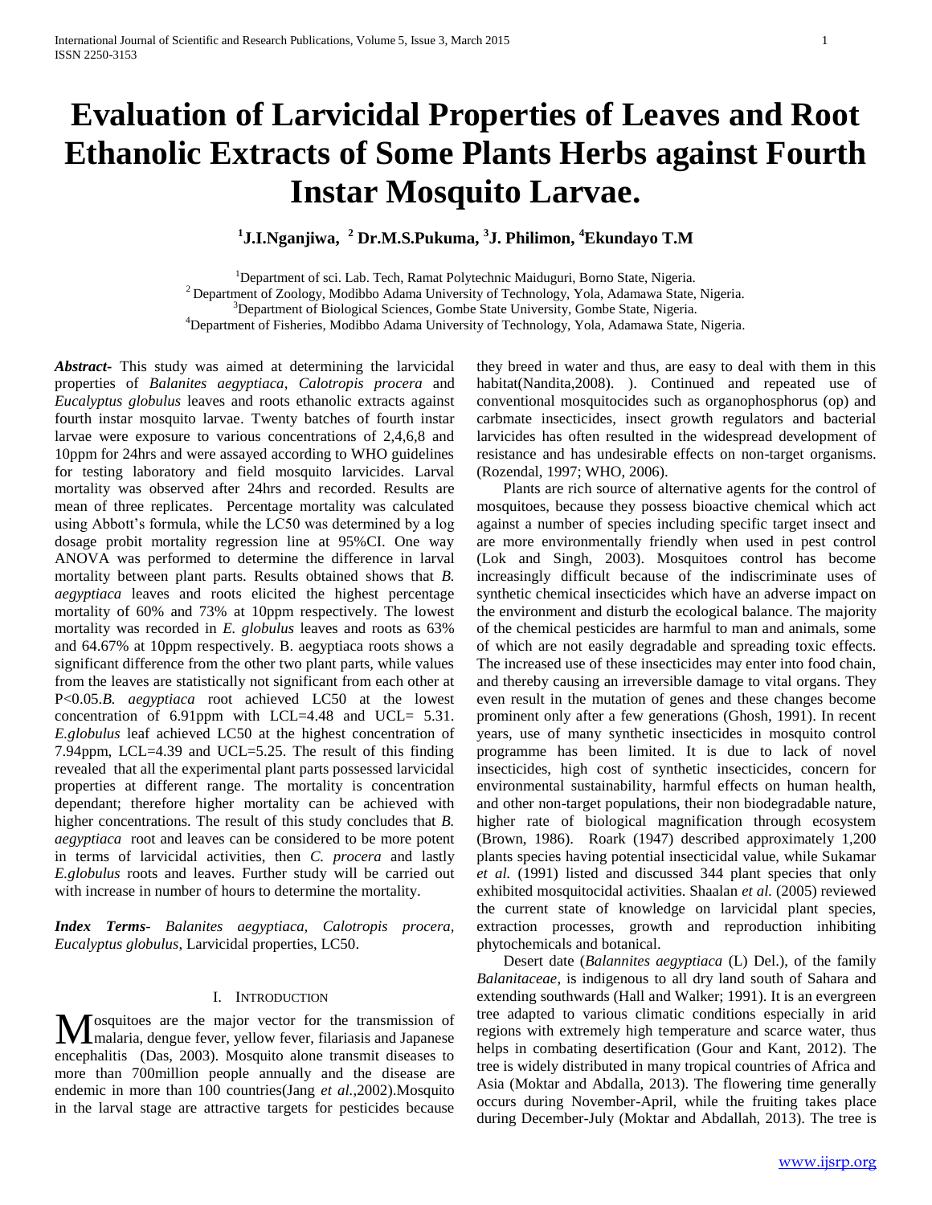# Evaluation of Larvicidal Properties of Leaves and Root Ethanolic Extracts of Some Plants Herbs against Fourth Instar Mosquito Larvae.

**[1]J.I.Nganjiwa, [2] Dr.M.S.Pukuma, [3]J. Philimon, [4]Ekundayo T.M**

[1]Department of sci. Lab. Tech, Ramat Polytechnic Maiduguri, Borno State, Nigeria.
[2] Department of Zoology, Modibbo Adama University of Technology, Yola, Adamawa State, Nigeria.
[3]Department of Biological Sciences, Gombe State University, Gombe State, Nigeria.
[4]Department of Fisheries, Modibbo Adama University of Technology, Yola, Adamawa State, Nigeria.

***Abstract-*** This study was aimed at determining the larvicidal properties of *Balanites aegyptiaca*, *Calotropis procera* and *Eucalyptus globulus* leaves and roots ethanolic extracts against fourth instar mosquito larvae. Twenty batches of fourth instar larvae were exposure to various concentrations of 2,4,6,8 and 10ppm for 24hrs and were assayed according to WHO guidelines for testing laboratory and field mosquito larvicides. Larval mortality was observed after 24hrs and recorded. Results are mean of three replicates. Percentage mortality was calculated using Abbott's formula, while the LC50 was determined by a log dosage probit mortality regression line at 95%CI. One way ANOVA was performed to determine the difference in larval mortality between plant parts. Results obtained shows that *B. aegyptiaca* leaves and roots elicited the highest percentage mortality of 60% and 73% at 10ppm respectively. The lowest mortality was recorded in *E. globulus* leaves and roots as 63% and 64.67% at 10ppm respectively. B. aegyptiaca roots shows a significant difference from the other two plant parts, while values from the leaves are statistically not significant from each other at P<0.05.*B. aegyptiaca* root achieved LC50 at the lowest concentration of 6.91ppm with LCL=4.48 and UCL= 5.31. *E.globulus* leaf achieved LC50 at the highest concentration of 7.94ppm, LCL=4.39 and UCL=5.25. The result of this finding revealed that all the experimental plant parts possessed larvicidal properties at different range. The mortality is concentration dependant; therefore higher mortality can be achieved with higher concentrations. The result of this study concludes that *B. aegyptiaca* root and leaves can be considered to be more potent in terms of larvicidal activities, then *C. procera* and lastly *E.globulus* roots and leaves. Further study will be carried out with increase in number of hours to determine the mortality.

***Index Terms-*** *Balanites aegyptiaca*, *Calotropis procera*, *Eucalyptus globulus*, Larvicidal properties, LC50.

## I. Introduction

Mosquitoes are the major vector for the transmission of malaria, dengue fever, yellow fever, filariasis and Japanese encephalitis (Das, 2003). Mosquito alone transmit diseases to more than 700million people annually and the disease are endemic in more than 100 countries(Jang *et al.*,2002).Mosquito in the larval stage are attractive targets for pesticides because they breed in water and thus, are easy to deal with them in this habitat(Nandita,2008). ). Continued and repeated use of conventional mosquitocides such as organophosphorus (op) and carbmate insecticides, insect growth regulators and bacterial larvicides has often resulted in the widespread development of resistance and has undesirable effects on non-target organisms. (Rozendal, 1997; WHO, 2006).

Plants are rich source of alternative agents for the control of mosquitoes, because they possess bioactive chemical which act against a number of species including specific target insect and are more environmentally friendly when used in pest control (Lok and Singh, 2003). Mosquitoes control has become increasingly difficult because of the indiscriminate uses of synthetic chemical insecticides which have an adverse impact on the environment and disturb the ecological balance. The majority of the chemical pesticides are harmful to man and animals, some of which are not easily degradable and spreading toxic effects. The increased use of these insecticides may enter into food chain, and thereby causing an irreversible damage to vital organs. They even result in the mutation of genes and these changes become prominent only after a few generations (Ghosh, 1991). In recent years, use of many synthetic insecticides in mosquito control programme has been limited. It is due to lack of novel insecticides, high cost of synthetic insecticides, concern for environmental sustainability, harmful effects on human health, and other non-target populations, their non biodegradable nature, higher rate of biological magnification through ecosystem (Brown, 1986). Roark (1947) described approximately 1,200 plants species having potential insecticidal value, while Sukamar *et al.* (1991) listed and discussed 344 plant species that only exhibited mosquitocidal activities. Shaalan *et al.* (2005) reviewed the current state of knowledge on larvicidal plant species, extraction processes, growth and reproduction inhibiting phytochemicals and botanical.

Desert date (*Balannites aegyptiaca* (L) Del.), of the family *Balanitaceae*, is indigenous to all dry land south of Sahara and extending southwards (Hall and Walker; 1991). It is an evergreen tree adapted to various climatic conditions especially in arid regions with extremely high temperature and scarce water, thus helps in combating desertification (Gour and Kant, 2012). The tree is widely distributed in many tropical countries of Africa and Asia (Moktar and Abdalla, 2013). The flowering time generally occurs during November-April, while the fruiting takes place during December-July (Moktar and Abdallah, 2013). The tree is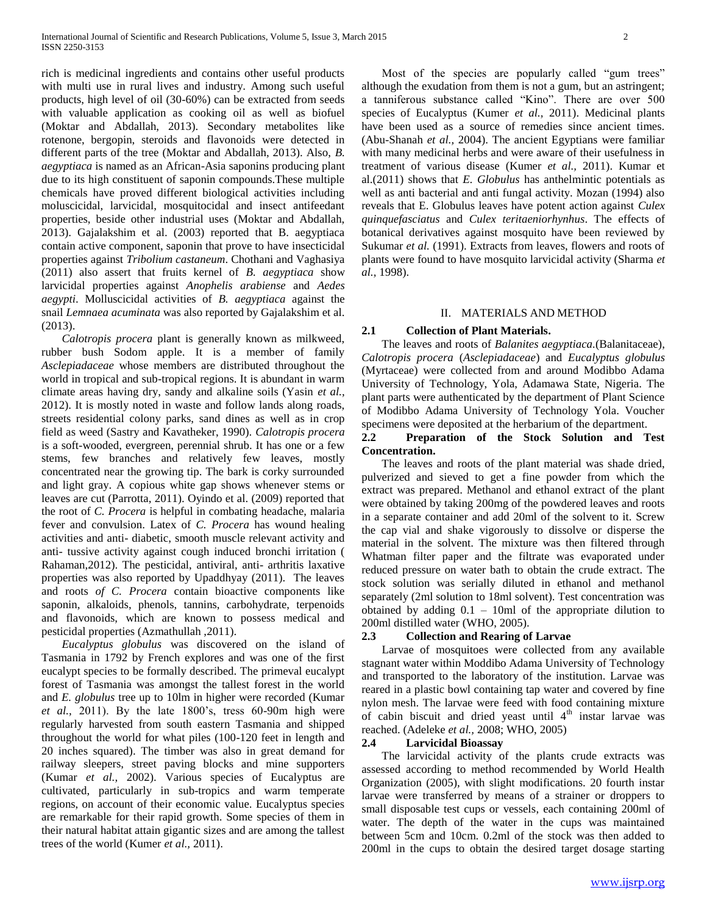rich is medicinal ingredients and contains other useful products with multi use in rural lives and industry. Among such useful products, high level of oil (30-60%) can be extracted from seeds with valuable application as cooking oil as well as biofuel (Moktar and Abdallah, 2013). Secondary metabolites like rotenone, bergopin, steroids and flavonoids were detected in different parts of the tree (Moktar and Abdallah, 2013). Also, *B. aegyptiaca* is named as an African-Asia saponins producing plant due to its high constituent of saponin compounds.These multiple chemicals have proved different biological activities including moluscicidal, larvicidal, mosquitocidal and insect antifeedant properties, beside other industrial uses (Moktar and Abdallah, 2013). Gajalakshim et al. (2003) reported that B. aegyptiaca contain active component, saponin that prove to have insecticidal properties against *Tribolium castaneum*. Chothani and Vaghasiya (2011) also assert that fruits kernel of *B. aegyptiaca* show larvicidal properties against *Anophelis arabiense* and *Aedes aegypti*. Molluscicidal activities of *B. aegyptiaca* against the snail *Lemnaea acuminata* was also reported by Gajalakshim et al. (2013).

*Calotropis procera* plant is generally known as milkweed, rubber bush Sodom apple. It is a member of family *Asclepiadaceae* whose members are distributed throughout the world in tropical and sub-tropical regions. It is abundant in warm climate areas having dry, sandy and alkaline soils (Yasin *et al.,* 2012). It is mostly noted in waste and follow lands along roads, streets residential colony parks, sand dines as well as in crop field as weed (Sastry and Kavatheker, 1990). *Calotropis procera* is a soft-wooded, evergreen, perennial shrub. It has one or a few stems, few branches and relatively few leaves, mostly concentrated near the growing tip. The bark is corky surrounded and light gray. A copious white gap shows whenever stems or leaves are cut (Parrotta, 2011). Oyindo et al. (2009) reported that the root of *C. Procera* is helpful in combating headache, malaria fever and convulsion. Latex of *C. Procera* has wound healing activities and anti- diabetic, smooth muscle relevant activity and anti- tussive activity against cough induced bronchi irritation ( Rahaman,2012). The pesticidal, antiviral, anti- arthritis laxative properties was also reported by Upaddhyay (2011). The leaves and roots *of C. Procera* contain bioactive components like saponin, alkaloids, phenols, tannins, carbohydrate, terpenoids and flavonoids, which are known to possess medical and pesticidal properties (Azmathullah ,2011).

*Eucalyptus globulus* was discovered on the island of Tasmania in 1792 by French explores and was one of the first eucalypt species to be formally described. The primeval eucalypt forest of Tasmania was amongst the tallest forest in the world and *E. globulus* tree up to 10lm in higher were recorded (Kumar *et al.,* 2011). By the late 1800's, tress 60-90m high were regularly harvested from south eastern Tasmania and shipped throughout the world for wharf piles (100-120 feet in length and 20 inches squared). The timber was also in great demand for railway sleepers, street paving blocks and mine supporters (Kumar *et al.,* 2002). Various species of Eucalyptus are cultivated, particularly in sub-tropics and warm temperate regions, on account of their economic value. Eucalyptus species are remarkable for their rapid growth. Some species of them in their natural habitat attain gigantic sizes and are among the tallest trees of the world (Kumer *et al.,* 2011).

Most of the species are popularly called "gum trees" although the exudation from them is not a gum, but an astringent; a tanniferous substance called "Kino". There are over 500 species of Eucalyptus (Kumer *et al.,* 2011). Medicinal plants have been used as a source of remedies since ancient times. (Abu-Shanah *et al.,* 2004). The ancient Egyptians were familiar with many medicinal herbs and were aware of their usefulness in treatment of various disease (Kumer *et al.,* 2011). Kumar et al.(2011) shows that *E. Globulus* has anthelmintic potentials as well as anti bacterial and anti fungal activity. Mozan (1994) also reveals that E. Globulus leaves have potent action against *Culex quinquefasciatus* and *Culex teritaeniorhynhus*. The effects of botanical derivatives against mosquito have been reviewed by Sukumar *et al.* (1991). Extracts from leaves, flowers and roots of plants were found to have mosquito larvicidal activity (Sharma *et al.,* 1998).

## II. MATERIALS AND METHOD

### 2.1 Collection of Plant Materials.

The leaves and roots of *Balanites aegyptiaca*.(Balanitaceae), *Calotropis procera* (*Asclepiadaceae*) and *Eucalyptus globulus* (Myrtaceae) were collected from and around Modibbo Adama University of Technology, Yola, Adamawa State, Nigeria. The plant parts were authenticated by the department of Plant Science of Modibbo Adama University of Technology Yola. Voucher specimens were deposited at the herbarium of the department.

### 2.2 Preparation of the Stock Solution and Test Concentration.

The leaves and roots of the plant material was shade dried, pulverized and sieved to get a fine powder from which the extract was prepared. Methanol and ethanol extract of the plant were obtained by taking 200mg of the powdered leaves and roots in a separate container and add 20ml of the solvent to it. Screw the cap vial and shake vigorously to dissolve or disperse the material in the solvent. The mixture was then filtered through Whatman filter paper and the filtrate was evaporated under reduced pressure on water bath to obtain the crude extract. The stock solution was serially diluted in ethanol and methanol separately (2ml solution to 18ml solvent). Test concentration was obtained by adding 0.1 – 10ml of the appropriate dilution to 200ml distilled water (WHO, 2005).

### 2.3 Collection and Rearing of Larvae

Larvae of mosquitoes were collected from any available stagnant water within Moddibo Adama University of Technology and transported to the laboratory of the institution. Larvae was reared in a plastic bowl containing tap water and covered by fine nylon mesh. The larvae were feed with food containing mixture of cabin biscuit and dried yeast until 4th instar larvae was reached. (Adeleke *et al.,* 2008; WHO, 2005)

### 2.4 Larvicidal Bioassay

The larvicidal activity of the plants crude extracts was assessed according to method recommended by World Health Organization (2005), with slight modifications. 20 fourth instar larvae were transferred by means of a strainer or droppers to small disposable test cups or vessels, each containing 200ml of water. The depth of the water in the cups was maintained between 5cm and 10cm. 0.2ml of the stock was then added to 200ml in the cups to obtain the desired target dosage starting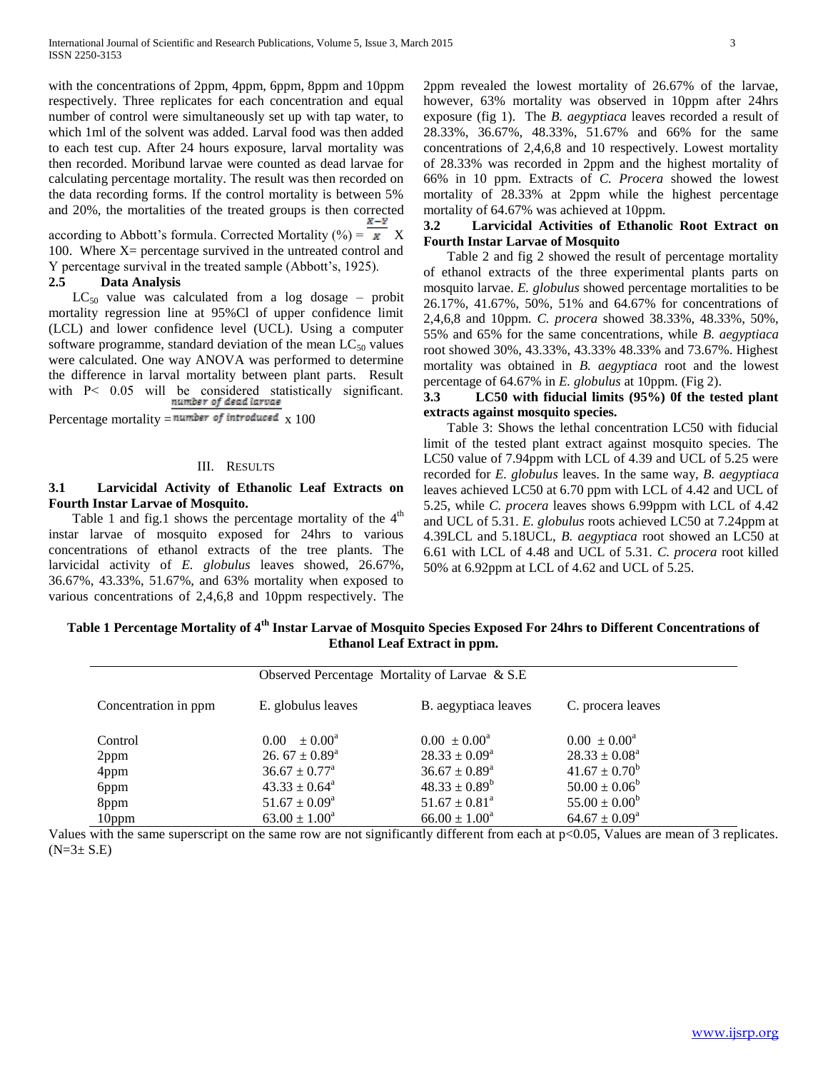with the concentrations of 2ppm, 4ppm, 6ppm, 8ppm and 10ppm respectively. Three replicates for each concentration and equal number of control were simultaneously set up with tap water, to which 1ml of the solvent was added. Larval food was then added to each test cup. After 24 hours exposure, larval mortality was then recorded. Moribund larvae were counted as dead larvae for calculating percentage mortality. The result was then recorded on the data recording forms. If the control mortality is between 5% and 20%, the mortalities of the treated groups is then corrected according to Abbott's formula. Corrected Mortality (%) = $\frac{X-Y}{X}$ X 100. Where X= percentage survived in the untreated control and Y percentage survival in the treated sample (Abbott's, 1925).

### 2.5 Data Analysis

$LC_{50}$ value was calculated from a log dosage – probit mortality regression line at 95%Cl of upper confidence limit (LCL) and lower confidence level (UCL). Using a computer software programme, standard deviation of the mean $LC_{50}$ values were calculated. One way ANOVA was performed to determine the difference in larval mortality between plant parts. Result with P< 0.05 will be considered statistically significant.

Percentage mortality = $\frac{\text{number of dead larvae}}{\text{number of introduced}}$ x 100

## III. RESULTS

### 3.1 Larvicidal Activity of Ethanolic Leaf Extracts on Fourth Instar Larvae of Mosquito.

Table 1 and fig.1 shows the percentage mortality of the $4^{th}$ instar larvae of mosquito exposed for 24hrs to various concentrations of ethanol extracts of the tree plants. The larvicidal activity of *E. globulus* leaves showed, 26.67%, 36.67%, 43.33%, 51.67%, and 63% mortality when exposed to various concentrations of 2,4,6,8 and 10ppm respectively. The 2ppm revealed the lowest mortality of 26.67% of the larvae, however, 63% mortality was observed in 10ppm after 24hrs exposure (fig 1). The *B. aegyptiaca* leaves recorded a result of 28.33%, 36.67%, 48.33%, 51.67% and 66% for the same concentrations of 2,4,6,8 and 10 respectively. Lowest mortality of 28.33% was recorded in 2ppm and the highest mortality of 66% in 10 ppm. Extracts of *C. Procera* showed the lowest mortality of 28.33% at 2ppm while the highest percentage mortality of 64.67% was achieved at 10ppm.

### 3.2 Larvicidal Activities of Ethanolic Root Extract on Fourth Instar Larvae of Mosquito

Table 2 and fig 2 showed the result of percentage mortality of ethanol extracts of the three experimental plants parts on mosquito larvae. *E. globulus* showed percentage mortalities to be 26.17%, 41.67%, 50%, 51% and 64.67% for concentrations of 2,4,6,8 and 10ppm. *C. procera* showed 38.33%, 48.33%, 50%, 55% and 65% for the same concentrations, while *B. aegyptiaca* root showed 30%, 43.33%, 43.33% 48.33% and 73.67%. Highest mortality was obtained in *B. aegyptiaca* root and the lowest percentage of 64.67% in *E. globulus* at 10ppm. (Fig 2).

### 3.3 LC50 with fiducial limits (95%) 0f the tested plant extracts against mosquito species.

Table 3: Shows the lethal concentration LC50 with fiducial limit of the tested plant extract against mosquito species. The LC50 value of 7.94ppm with LCL of 4.39 and UCL of 5.25 were recorded for *E. globulus* leaves. In the same way, *B. aegyptiaca* leaves achieved LC50 at 6.70 ppm with LCL of 4.42 and UCL of 5.25, while *C. procera* leaves shows 6.99ppm with LCL of 4.42 and UCL of 5.31. *E. globulus* roots achieved LC50 at 7.24ppm at 4.39LCL and 5.18UCL, *B. aegyptiaca* root showed an LC50 at 6.61 with LCL of 4.48 and UCL of 5.31. *C. procera* root killed 50% at 6.92ppm at LCL of 4.62 and UCL of 5.25.

**Table 1 Percentage Mortality of $4^{th}$ Instar Larvae of Mosquito Species Exposed For 24hrs to Different Concentrations of Ethanol Leaf Extract in ppm.**

| | Observed Percentage Mortality of Larvae & S.E | | |
|---|---|---|---|
| Concentration in ppm | E. globulus leaves | B. aegyptiaca leaves | C. procera leaves |
| Control | $0.00 \pm 0.00^a$ | $0.00 \pm 0.00^a$ | $0.00 \pm 0.00^a$ |
| 2ppm | $26.67 \pm 0.89^a$ | $28.33 \pm 0.09^a$ | $28.33 \pm 0.08^a$ |
| 4ppm | $36.67 \pm 0.77^a$ | $36.67 \pm 0.89^a$ | $41.67 \pm 0.70^b$ |
| 6ppm | $43.33 \pm 0.64^a$ | $48.33 \pm 0.89^b$ | $50.00 \pm 0.06^b$ |
| 8ppm | $51.67 \pm 0.09^a$ | $51.67 \pm 0.81^a$ | $55.00 \pm 0.00^b$ |
| 10ppm | $63.00 \pm 1.00^a$ | $66.00 \pm 1.00^a$ | $64.67 \pm 0.09^a$ |

Values with the same superscript on the same row are not significantly different from each at p<0.05, Values are mean of 3 replicates. (N=3± S.E)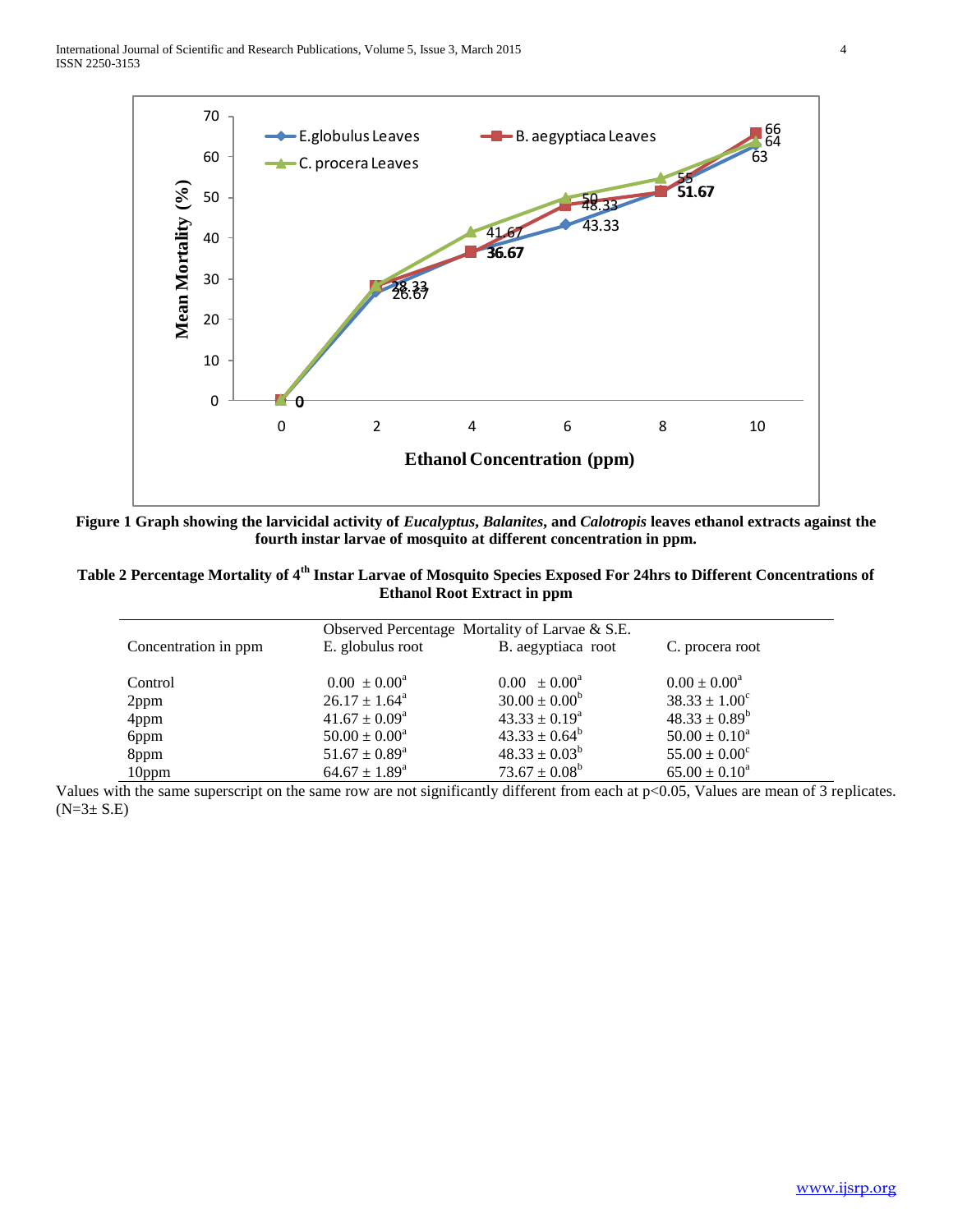**Figure 1 Graph showing the larvicidal activity of *Eucalyptus*, *Balanites*, and *Calotropis* leaves ethanol extracts against the fourth instar larvae of mosquito at different concentration in ppm.**

**Table 2 Percentage Mortality of 4th Instar Larvae of Mosquito Species Exposed For 24hrs to Different Concentrations of Ethanol Root Extract in ppm**

| Concentration in ppm | Observed Percentage Mortality of Larvae & S.E. | | |
|---|---|---|---|
| | E. globulus root | B. aegyptiaca root | C. procera root |
| Control | $0.00 \pm 0.00^{a}$ | $0.00 \pm 0.00^{a}$ | $0.00 \pm 0.00^{a}$ |
| 2ppm | $26.17 \pm 1.64^{a}$ | $30.00 \pm 0.00^{b}$ | $38.33 \pm 1.00^{c}$ |
| 4ppm | $41.67 \pm 0.09^{a}$ | $43.33 \pm 0.19^{a}$ | $48.33 \pm 0.89^{b}$ |
| 6ppm | $50.00 \pm 0.00^{a}$ | $43.33 \pm 0.64^{b}$ | $50.00 \pm 0.10^{a}$ |
| 8ppm | $51.67 \pm 0.89^{a}$ | $48.33 \pm 0.03^{b}$ | $55.00 \pm 0.00^{c}$ |
| 10ppm | $64.67 \pm 1.89^{a}$ | $73.67 \pm 0.08^{b}$ | $65.00 \pm 0.10^{a}$ |

Values with the same superscript on the same row are not significantly different from each at $p<0.05$, Values are mean of 3 replicates. ($N=3\pm$ S.E)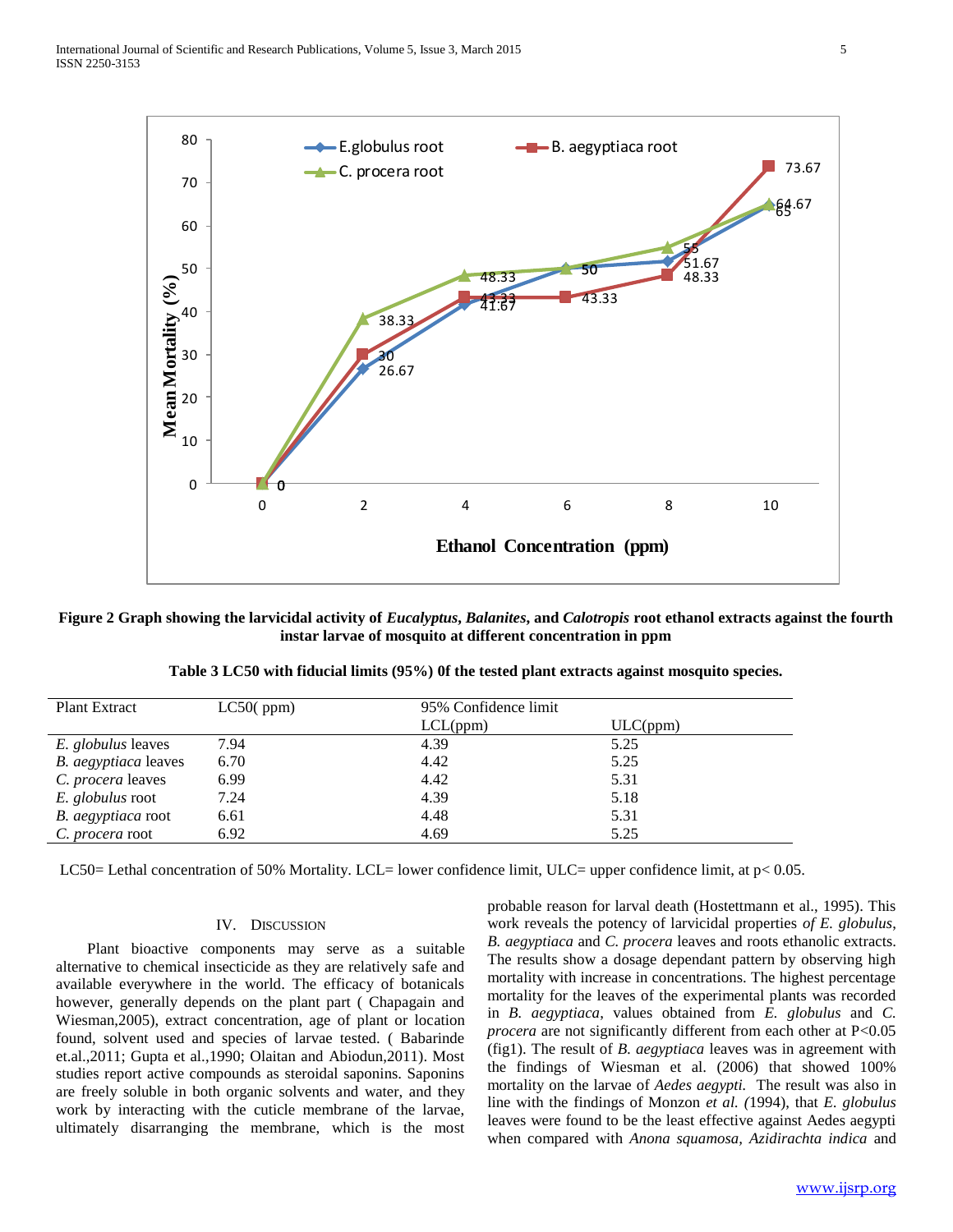**Figure 2 Graph showing the larvicidal activity of *Eucalyptus*, *Balanites*, and *Calotropis* root ethanol extracts against the fourth instar larvae of mosquito at different concentration in ppm**

**Table 3 LC50 with fiducial limits (95%) 0f the tested plant extracts against mosquito species.**

| Plant Extract | LC50( ppm) | 95% Confidence limit | |
|---|---|---|---|
| | | LCL(ppm) | ULC(ppm) |
| *E. globulus* leaves | 7.94 | 4.39 | 5.25 |
| *B. aegyptiaca* leaves | 6.70 | 4.42 | 5.25 |
| *C. procera* leaves | 6.99 | 4.42 | 5.31 |
| *E. globulus* root | 7.24 | 4.39 | 5.18 |
| *B. aegyptiaca* root | 6.61 | 4.48 | 5.31 |
| *C. procera* root | 6.92 | 4.69 | 5.25 |

LC50= Lethal concentration of 50% Mortality. LCL= lower confidence limit, ULC= upper confidence limit, at p< 0.05.

## IV. Discussion

Plant bioactive components may serve as a suitable alternative to chemical insecticide as they are relatively safe and available everywhere in the world. The efficacy of botanicals however, generally depends on the plant part ( Chapagain and Wiesman,2005), extract concentration, age of plant or location found, solvent used and species of larvae tested. ( Babarinde et.al.,2011; Gupta et al.,1990; Olaitan and Abiodun,2011). Most studies report active compounds as steroidal saponins. Saponins are freely soluble in both organic solvents and water, and they work by interacting with the cuticle membrane of the larvae, ultimately disarranging the membrane, which is the most probable reason for larval death (Hostettmann et al., 1995). This work reveals the potency of larvicidal properties *of E. globulus*, *B. aegyptiaca* and *C. procera* leaves and roots ethanolic extracts. The results show a dosage dependant pattern by observing high mortality with increase in concentrations. The highest percentage mortality for the leaves of the experimental plants was recorded in *B. aegyptiaca*, values obtained from *E. globulus* and *C. procera* are not significantly different from each other at P<0.05 (fig1). The result of *B. aegyptiaca* leaves was in agreement with the findings of Wiesman et al. (2006) that showed 100% mortality on the larvae of *Aedes aegypti.* The result was also in line with the findings of Monzon *et al. (*1994), that *E. globulus* leaves were found to be the least effective against Aedes aegypti when compared with *Anona squamosa, Azidirachta indica* and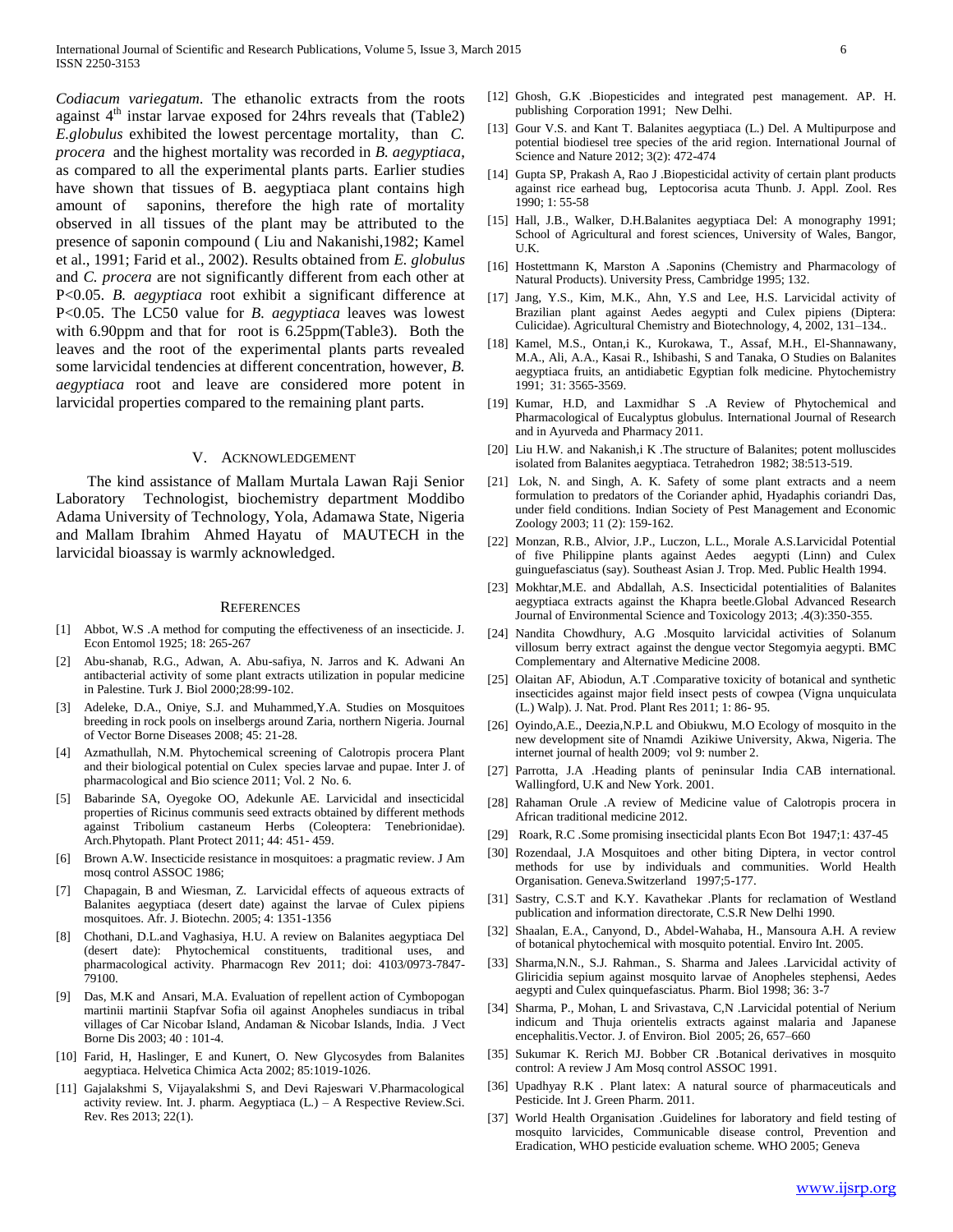*Codiacum variegatum*. The ethanolic extracts from the roots against 4th instar larvae exposed for 24hrs reveals that (Table2) *E.globulus* exhibited the lowest percentage mortality, than *C. procera* and the highest mortality was recorded in *B. aegyptiaca*, as compared to all the experimental plants parts. Earlier studies have shown that tissues of B. aegyptiaca plant contains high amount of saponins, therefore the high rate of mortality observed in all tissues of the plant may be attributed to the presence of saponin compound ( Liu and Nakanishi,1982; Kamel et al., 1991; Farid et al., 2002). Results obtained from *E. globulus* and *C. procera* are not significantly different from each other at P<0.05. *B. aegyptiaca* root exhibit a significant difference at P<0.05. The LC50 value for *B. aegyptiaca* leaves was lowest with 6.90ppm and that for root is 6.25ppm(Table3). Both the leaves and the root of the experimental plants parts revealed some larvicidal tendencies at different concentration, however, *B. aegyptiaca* root and leave are considered more potent in larvicidal properties compared to the remaining plant parts.

## V. Acknowledgement

The kind assistance of Mallam Murtala Lawan Raji Senior Laboratory Technologist, biochemistry department Moddibo Adama University of Technology, Yola, Adamawa State, Nigeria and Mallam Ibrahim Ahmed Hayatu of MAUTECH in the larvicidal bioassay is warmly acknowledged.

## References

[1] Abbot, W.S .A method for computing the effectiveness of an insecticide. J. Econ Entomol 1925; 18: 265-267

[2] Abu-shanab, R.G., Adwan, A. Abu-safiya, N. Jarros and K. Adwani An antibacterial activity of some plant extracts utilization in popular medicine in Palestine. Turk J. Biol 2000;28:99-102.

[3] Adeleke, D.A., Oniye, S.J. and Muhammed,Y.A. Studies on Mosquitoes breeding in rock pools on inselbergs around Zaria, northern Nigeria. Journal of Vector Borne Diseases 2008; 45: 21-28.

[4] Azmathullah, N.M. Phytochemical screening of Calotropis procera Plant and their biological potential on Culex species larvae and pupae. Inter J. of pharmacological and Bio science 2011; Vol. 2 No. 6.

[5] Babarinde SA, Oyegoke OO, Adekunle AE. Larvicidal and insecticidal properties of Ricinus communis seed extracts obtained by different methods against Tribolium castaneum Herbs (Coleoptera: Tenebrionidae). Arch.Phytopath. Plant Protect 2011; 44: 451- 459.

[6] Brown A.W. Insecticide resistance in mosquitoes: a pragmatic review. J Am mosq control ASSOC 1986;

[7] Chapagain, B and Wiesman, Z. Larvicidal effects of aqueous extracts of Balanites aegyptiaca (desert date) against the larvae of Culex pipiens mosquitoes. Afr. J. Biotechn. 2005; 4: 1351-1356

[8] Chothani, D.L.and Vaghasiya, H.U. A review on Balanites aegyptiaca Del (desert date): Phytochemical constituents, traditional uses, and pharmacological activity. Pharmacogn Rev 2011; doi: 4103/0973-7847-79100.

[9] Das, M.K and Ansari, M.A. Evaluation of repellent action of Cymbopogan martinii martinii Stapfvar Sofia oil against Anopheles sundiacus in tribal villages of Car Nicobar Island, Andaman & Nicobar Islands, India. J Vect Borne Dis 2003; 40 : 101-4.

[10] Farid, H, Haslinger, E and Kunert, O. New Glycosydes from Balanites aegyptiaca. Helvetica Chimica Acta 2002; 85:1019-1026.

[11] Gajalakshmi S, Vijayalakshmi S, and Devi Rajeswari V.Pharmacological activity review. Int. J. pharm. Aegyptiaca (L.) – A Respective Review.Sci. Rev. Res 2013; 22(1).

[12] Ghosh, G.K .Biopesticides and integrated pest management. AP. H. publishing Corporation 1991; New Delhi.

[13] Gour V.S. and Kant T. Balanites aegyptiaca (L.) Del. A Multipurpose and potential biodiesel tree species of the arid region. International Journal of Science and Nature 2012; 3(2): 472-474

[14] Gupta SP, Prakash A, Rao J .Biopesticidal activity of certain plant products against rice earhead bug, Leptocorisa acuta Thunb. J. Appl. Zool. Res 1990; 1: 55-58

[15] Hall, J.B., Walker, D.H.Balanites aegyptiaca Del: A monography 1991; School of Agricultural and forest sciences, University of Wales, Bangor, U.K.

[16] Hostettmann K, Marston A .Saponins (Chemistry and Pharmacology of Natural Products). University Press, Cambridge 1995; 132.

[17] Jang, Y.S., Kim, M.K., Ahn, Y.S and Lee, H.S. Larvicidal activity of Brazilian plant against Aedes aegypti and Culex pipiens (Diptera: Culicidae). Agricultural Chemistry and Biotechnology, 4, 2002, 131–134..

[18] Kamel, M.S., Ontan,i K., Kurokawa, T., Assaf, M.H., El-Shannawany, M.A., Ali, A.A., Kasai R., Ishibashi, S and Tanaka, O Studies on Balanites aegyptiaca fruits, an antidiabetic Egyptian folk medicine. Phytochemistry 1991; 31: 3565-3569.

[19] Kumar, H.D, and Laxmidhar S .A Review of Phytochemical and Pharmacological of Eucalyptus globulus. International Journal of Research and in Ayurveda and Pharmacy 2011.

[20] Liu H.W. and Nakanish,i K .The structure of Balanites; potent molluscides isolated from Balanites aegyptiaca. Tetrahedron 1982; 38:513-519.

[21] Lok, N. and Singh, A. K. Safety of some plant extracts and a neem formulation to predators of the Coriander aphid, Hyadaphis coriandri Das, under field conditions. Indian Society of Pest Management and Economic Zoology 2003; 11 (2): 159-162.

[22] Monzan, R.B., Alvior, J.P., Luczon, L.L., Morale A.S.Larvicidal Potential of five Philippine plants against Aedes aegypti (Linn) and Culex guinguefasciatus (say). Southeast Asian J. Trop. Med. Public Health 1994.

[23] Mokhtar,M.E. and Abdallah, A.S. Insecticidal potentialities of Balanites aegyptiaca extracts against the Khapra beetle.Global Advanced Research Journal of Environmental Science and Toxicology 2013; .4(3):350-355.

[24] Nandita Chowdhury, A.G .Mosquito larvicidal activities of Solanum villosum berry extract against the dengue vector Stegomyia aegypti. BMC Complementary and Alternative Medicine 2008.

[25] Olaitan AF, Abiodun, A.T .Comparative toxicity of botanical and synthetic insecticides against major field insect pests of cowpea (Vigna unquiculata (L.) Walp). J. Nat. Prod. Plant Res 2011; 1: 86- 95.

[26] Oyindo,A.E., Deezia,N.P.L and Obiukwu, M.O Ecology of mosquito in the new development site of Nnamdi Azikiwe University, Akwa, Nigeria. The internet journal of health 2009; vol 9: number 2.

[27] Parrotta, J.A .Heading plants of peninsular India CAB international. Wallingford, U.K and New York. 2001.

[28] Rahaman Orule .A review of Medicine value of Calotropis procera in African traditional medicine 2012.

[29] Roark, R.C .Some promising insecticidal plants Econ Bot 1947;1: 437-45

[30] Rozendaal, J.A Mosquitoes and other biting Diptera, in vector control methods for use by individuals and communities. World Health Organisation. Geneva.Switzerland 1997;5-177.

[31] Sastry, C.S.T and K.Y. Kavathekar .Plants for reclamation of Westland publication and information directorate, C.S.R New Delhi 1990.

[32] Shaalan, E.A., Canyond, D., Abdel-Wahaba, H., Mansoura A.H. A review of botanical phytochemical with mosquito potential. Enviro Int. 2005.

[33] Sharma,N.N., S.J. Rahman., S. Sharma and Jalees .Larvicidal activity of Gliricidia sepium against mosquito larvae of Anopheles stephensi, Aedes aegypti and Culex quinquefasciatus. Pharm. Biol 1998; 36: 3-7

[34] Sharma, P., Mohan, L and Srivastava, C,N .Larvicidal potential of Nerium indicum and Thuja orientelis extracts against malaria and Japanese encephalitis.Vector. J. of Environ. Biol 2005; 26, 657–660

[35] Sukumar K. Rerich MJ. Bobber CR .Botanical derivatives in mosquito control: A review J Am Mosq control ASSOC 1991.

[36] Upadhyay R.K . Plant latex: A natural source of pharmaceuticals and Pesticide. Int J. Green Pharm. 2011.

[37] World Health Organisation .Guidelines for laboratory and field testing of mosquito larvicides, Communicable disease control, Prevention and Eradication, WHO pesticide evaluation scheme. WHO 2005; Geneva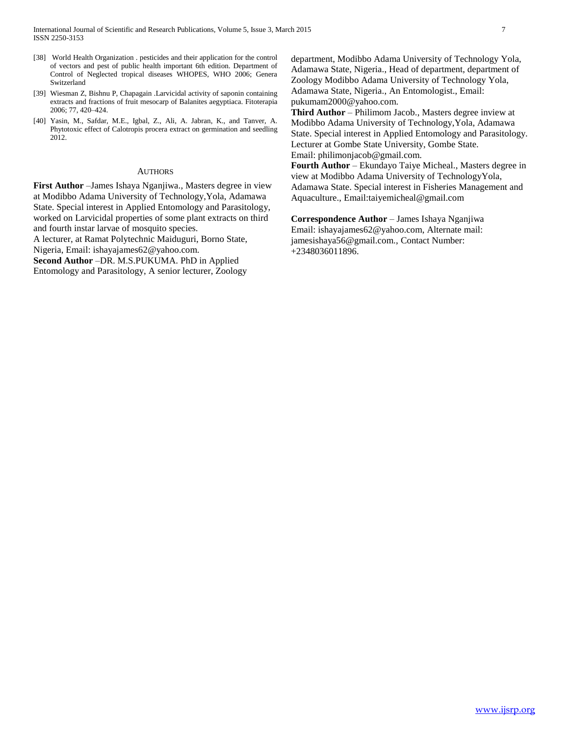[38] World Health Organization . pesticides and their application for the control of vectors and pest of public health important 6th edition. Department of Control of Neglected tropical diseases WHOPES, WHO 2006; Genera Switzerland

[39] Wiesman Z, Bishnu P, Chapagain .Larvicidal activity of saponin containing extracts and fractions of fruit mesocarp of Balanites aegyptiaca. Fitoterapia 2006; 77, 420–424.

[40] Yasin, M., Safdar, M.E., Igbal, Z., Ali, A. Jabran, K., and Tanver, A. Phytotoxic effect of Calotropis procera extract on germination and seedling 2012.

## AUTHORS

**First Author** –James Ishaya Nganjiwa., Masters degree in view at Modibbo Adama University of Technology,Yola, Adamawa State. Special interest in Applied Entomology and Parasitology, worked on Larvicidal properties of some plant extracts on third and fourth instar larvae of mosquito species.
A lecturer, at Ramat Polytechnic Maiduguri, Borno State, Nigeria, Email: ishayajames62@yahoo.com.

**Second Author** –DR. M.S.PUKUMA. PhD in Applied Entomology and Parasitology, A senior lecturer, Zoology department, Modibbo Adama University of Technology Yola, Adamawa State, Nigeria., Head of department, department of Zoology Modibbo Adama University of Technology Yola, Adamawa State, Nigeria., An Entomologist., Email: pukumam2000@yahoo.com.

**Third Author** – Philimom Jacob., Masters degree inview at Modibbo Adama University of Technology,Yola, Adamawa State. Special interest in Applied Entomology and Parasitology. Lecturer at Gombe State University, Gombe State.
Email: philimonjacob@gmail.com.

**Fourth Author** – Ekundayo Taiye Micheal., Masters degree in view at Modibbo Adama University of TechnologyYola, Adamawa State. Special interest in Fisheries Management and Aquaculture., Email:taiyemicheal@gmail.com

**Correspondence Author** – James Ishaya Nganjiwa
Email: ishayajames62@yahoo.com, Alternate mail: jamesishaya56@gmail.com., Contact Number: +2348036011896.